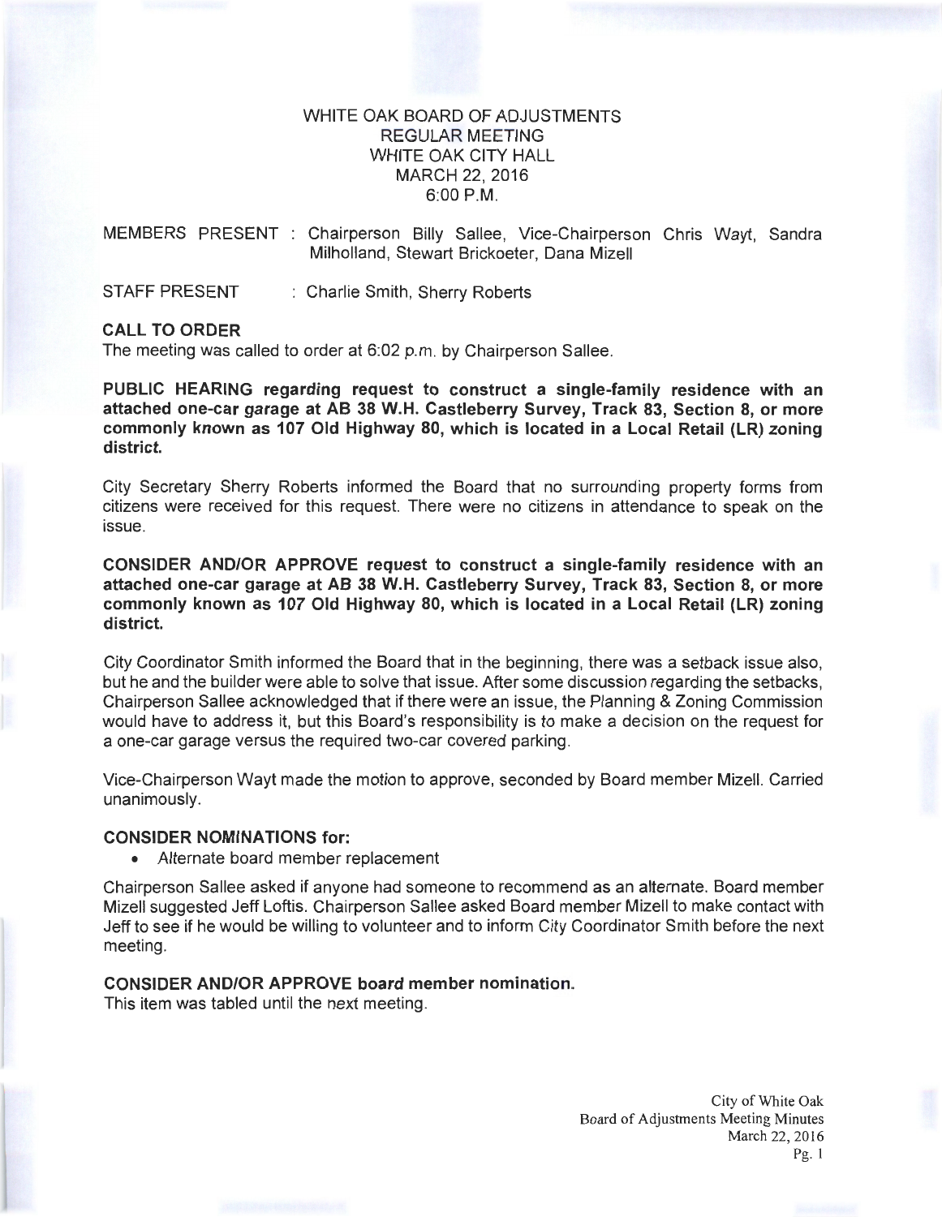# WHITE OAK BOARD OF ADJUSTMENTS
## REGULAR MEETING
## WHITE OAK CITY HALL
## MARCH 22, 2016
## 6:00 P.M.

MEMBERS PRESENT : Chairperson Billy Sallee, Vice-Chairperson Chris Wayt, Sandra Milholland, Stewart Brickoeter, Dana Mizell

STAFF PRESENT : Charlie Smith, Sherry Roberts

**CALL TO ORDER**

The meeting was called to order at 6:02 p.m. by Chairperson Sallee.

**PUBLIC HEARING regarding request to construct a single-family residence with an attached one-car garage at AB 38 W.H. Castleberry Survey, Track 83, Section 8, or more commonly known as 107 Old Highway 80, which is located in a Local Retail (LR) zoning district.**

City Secretary Sherry Roberts informed the Board that no surrounding property forms from citizens were received for this request. There were no citizens in attendance to speak on the issue.

**CONSIDER AND/OR APPROVE request to construct a single-family residence with an attached one-car garage at AB 38 W.H. Castleberry Survey, Track 83, Section 8, or more commonly known as 107 Old Highway 80, which is located in a Local Retail (LR) zoning district.**

City Coordinator Smith informed the Board that in the beginning, there was a setback issue also, but he and the builder were able to solve that issue. After some discussion regarding the setbacks, Chairperson Sallee acknowledged that if there were an issue, the Planning & Zoning Commission would have to address it, but this Board's responsibility is to make a decision on the request for a one-car garage versus the required two-car covered parking.

Vice-Chairperson Wayt made the motion to approve, seconded by Board member Mizell. Carried unanimously.

**CONSIDER NOMINATIONS for:**

- Alternate board member replacement

Chairperson Sallee asked if anyone had someone to recommend as an alternate. Board member Mizell suggested Jeff Loftis. Chairperson Sallee asked Board member Mizell to make contact with Jeff to see if he would be willing to volunteer and to inform City Coordinator Smith before the next meeting.

**CONSIDER AND/OR APPROVE board member nomination.**

This item was tabled until the next meeting.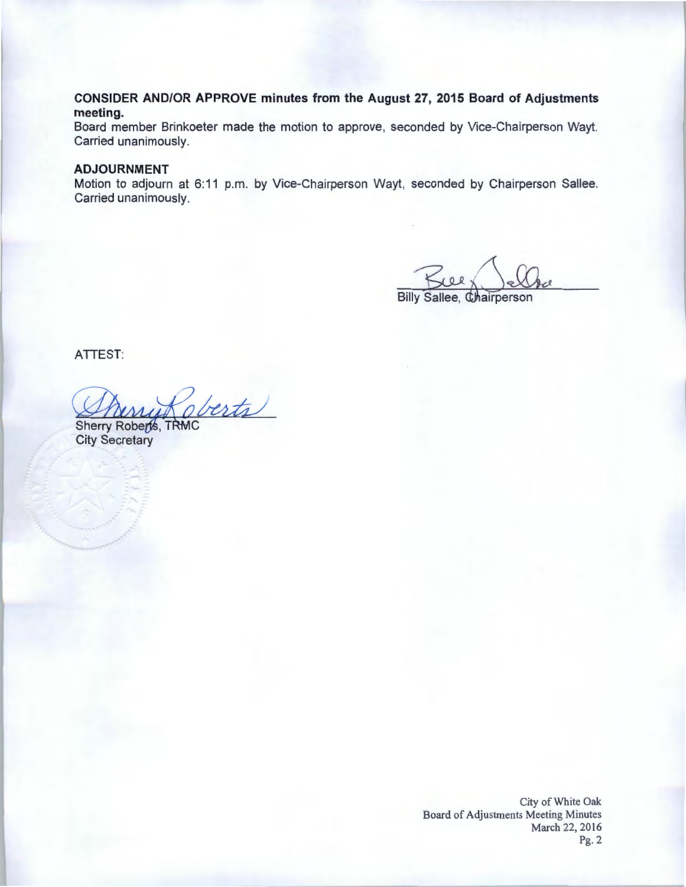**CONSIDER AND/OR APPROVE minutes from the August 27, 2015 Board of Adjustments meeting.**

Board member Brinkoeter made the motion to approve, seconded by Vice-Chairperson Wayt. Carried unanimously.

**ADJOURNMENT**

Motion to adjourn at 6:11 p.m. by Vice-Chairperson Wayt, seconded by Chairperson Sallee. Carried unanimously.

Billy Sallee, Chairperson

ATTEST:

Sherry Roberts, TRMC
City Secretary